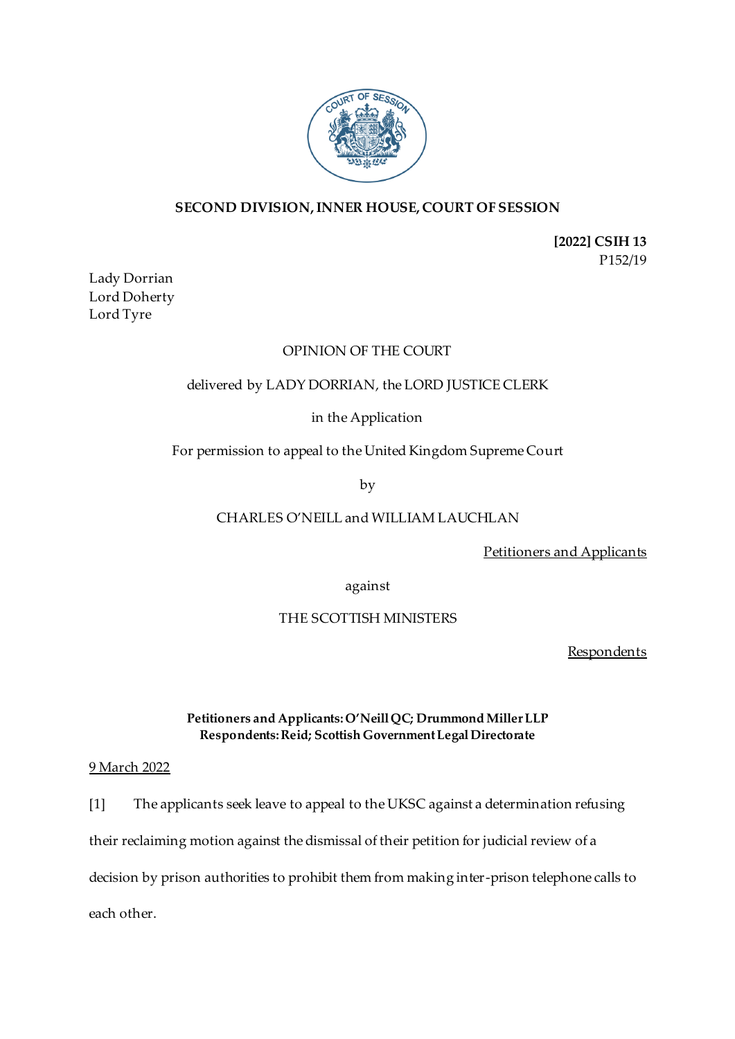**SECOND DIVISION, INNER HOUSE, COURT OF SESSION**

**[2022] CSIH 13**
P152/19

Lady Dorrian
Lord Doherty
Lord Tyre

OPINION OF THE COURT

delivered by LADY DORRIAN, the LORD JUSTICE CLERK

in the Application

For permission to appeal to the United Kingdom Supreme Court

by

CHARLES O'NEILL and WILLIAM LAUCHLAN

Petitioners and Applicants

against

THE SCOTTISH MINISTERS

Respondents

**Petitioners and Applicants: O'Neill QC; Drummond Miller LLP**
**Respondents: Reid; Scottish Government Legal Directorate**

9 March 2022

[1] The applicants seek leave to appeal to the UKSC against a determination refusing their reclaiming motion against the dismissal of their petition for judicial review of a decision by prison authorities to prohibit them from making inter-prison telephone calls to each other.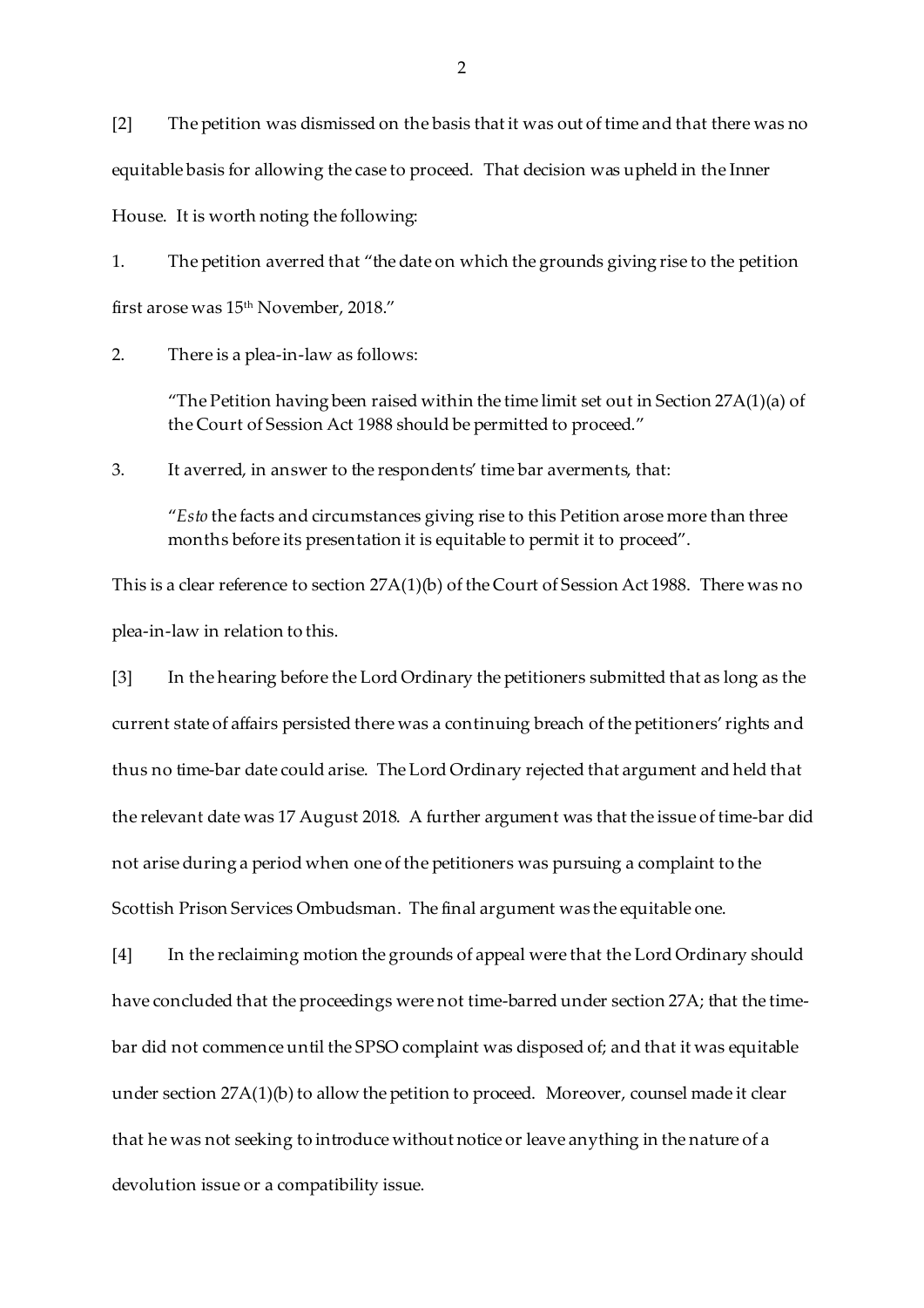[2] The petition was dismissed on the basis that it was out of time and that there was no equitable basis for allowing the case to proceed. That decision was upheld in the Inner House. It is worth noting the following:

1. The petition averred that "the date on which the grounds giving rise to the petition first arose was 15th November, 2018."

2. There is a plea-in-law as follows:

> "The Petition having been raised within the time limit set out in Section 27A(1)(a) of the Court of Session Act 1988 should be permitted to proceed."

3. It averred, in answer to the respondents' time bar averments, that:

> "*Esto* the facts and circumstances giving rise to this Petition arose more than three months before its presentation it is equitable to permit it to proceed".

This is a clear reference to section 27A(1)(b) of the Court of Session Act 1988. There was no plea-in-law in relation to this.

[3] In the hearing before the Lord Ordinary the petitioners submitted that as long as the current state of affairs persisted there was a continuing breach of the petitioners' rights and thus no time-bar date could arise. The Lord Ordinary rejected that argument and held that the relevant date was 17 August 2018. A further argument was that the issue of time-bar did not arise during a period when one of the petitioners was pursuing a complaint to the Scottish Prison Services Ombudsman. The final argument was the equitable one.

[4] In the reclaiming motion the grounds of appeal were that the Lord Ordinary should have concluded that the proceedings were not time-barred under section 27A; that the time-bar did not commence until the SPSO complaint was disposed of; and that it was equitable under section 27A(1)(b) to allow the petition to proceed. Moreover, counsel made it clear that he was not seeking to introduce without notice or leave anything in the nature of a devolution issue or a compatibility issue.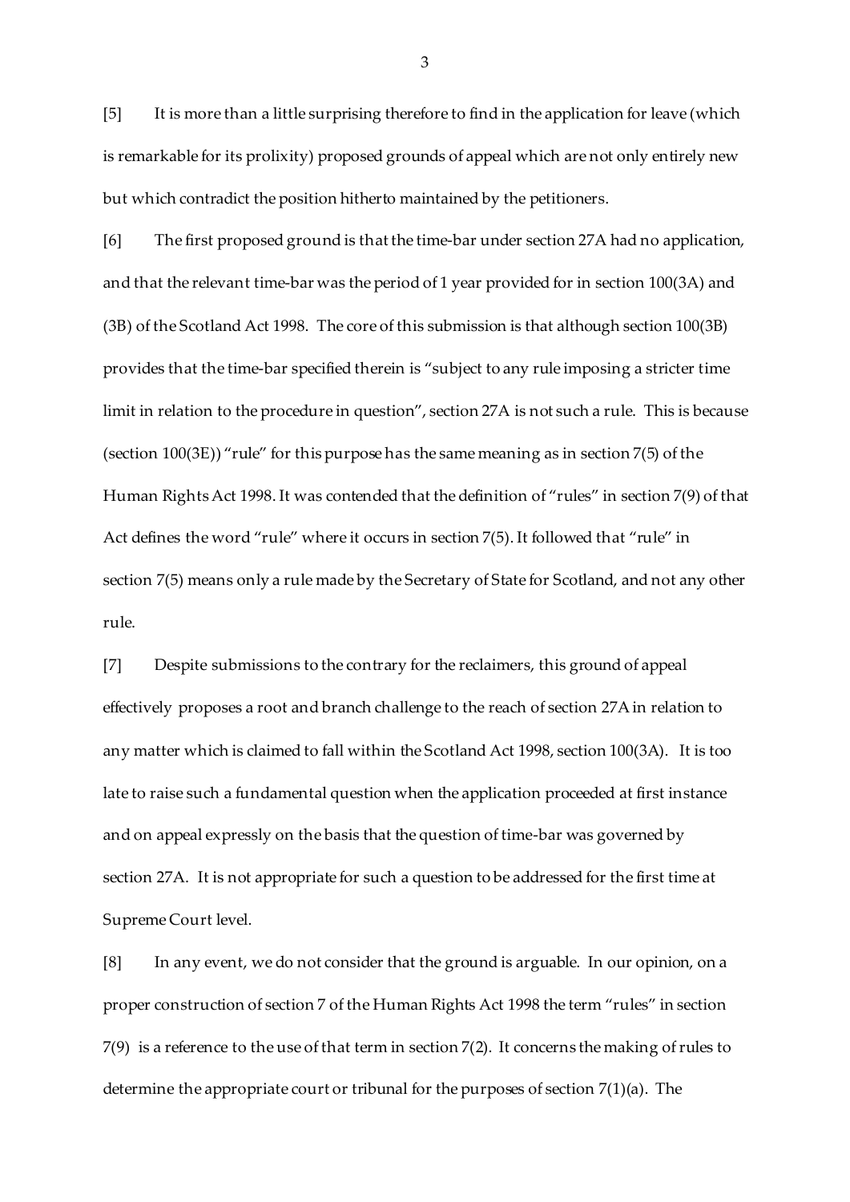[5] It is more than a little surprising therefore to find in the application for leave (which is remarkable for its prolixity) proposed grounds of appeal which are not only entirely new but which contradict the position hitherto maintained by the petitioners.

[6] The first proposed ground is that the time-bar under section 27A had no application, and that the relevant time-bar was the period of 1 year provided for in section 100(3A) and (3B) of the Scotland Act 1998. The core of this submission is that although section 100(3B) provides that the time-bar specified therein is "subject to any rule imposing a stricter time limit in relation to the procedure in question", section 27A is not such a rule. This is because (section 100(3E)) "rule" for this purpose has the same meaning as in section 7(5) of the Human Rights Act 1998. It was contended that the definition of "rules" in section 7(9) of that Act defines the word "rule" where it occurs in section 7(5). It followed that "rule" in section 7(5) means only a rule made by the Secretary of State for Scotland, and not any other rule.

[7] Despite submissions to the contrary for the reclaimers, this ground of appeal effectively proposes a root and branch challenge to the reach of section 27A in relation to any matter which is claimed to fall within the Scotland Act 1998, section 100(3A). It is too late to raise such a fundamental question when the application proceeded at first instance and on appeal expressly on the basis that the question of time-bar was governed by section 27A. It is not appropriate for such a question to be addressed for the first time at Supreme Court level.

[8] In any event, we do not consider that the ground is arguable. In our opinion, on a proper construction of section 7 of the Human Rights Act 1998 the term "rules" in section 7(9) is a reference to the use of that term in section 7(2). It concerns the making of rules to determine the appropriate court or tribunal for the purposes of section 7(1)(a). The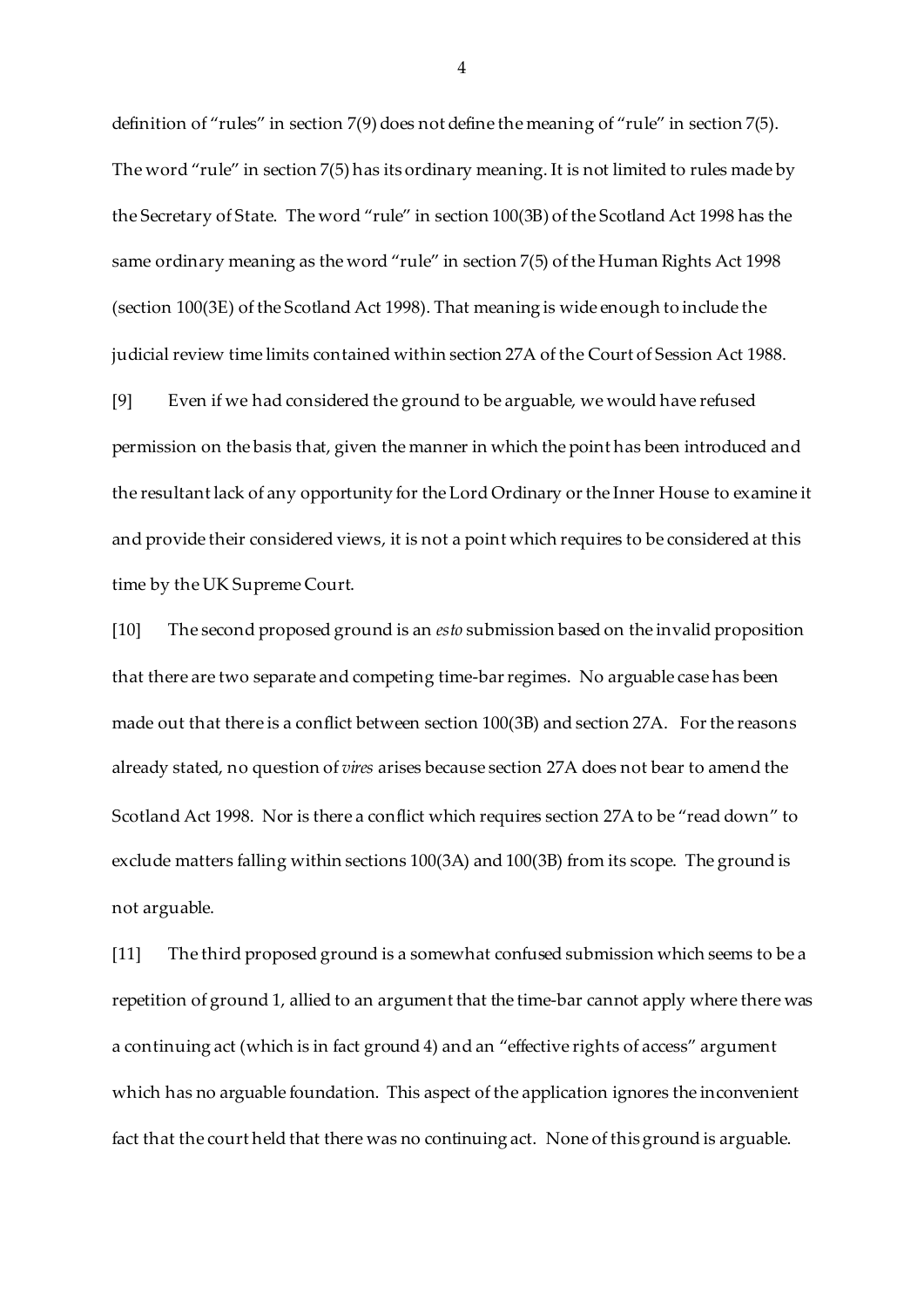definition of "rules" in section 7(9) does not define the meaning of "rule" in section 7(5). The word "rule" in section 7(5) has its ordinary meaning. It is not limited to rules made by the Secretary of State. The word "rule" in section 100(3B) of the Scotland Act 1998 has the same ordinary meaning as the word "rule" in section 7(5) of the Human Rights Act 1998 (section 100(3E) of the Scotland Act 1998). That meaning is wide enough to include the judicial review time limits contained within section 27A of the Court of Session Act 1988.

[9] Even if we had considered the ground to be arguable, we would have refused permission on the basis that, given the manner in which the point has been introduced and the resultant lack of any opportunity for the Lord Ordinary or the Inner House to examine it and provide their considered views, it is not a point which requires to be considered at this time by the UK Supreme Court.

[10] The second proposed ground is an *esto* submission based on the invalid proposition that there are two separate and competing time-bar regimes. No arguable case has been made out that there is a conflict between section 100(3B) and section 27A. For the reasons already stated, no question of *vires* arises because section 27A does not bear to amend the Scotland Act 1998. Nor is there a conflict which requires section 27A to be "read down" to exclude matters falling within sections 100(3A) and 100(3B) from its scope. The ground is not arguable.

[11] The third proposed ground is a somewhat confused submission which seems to be a repetition of ground 1, allied to an argument that the time-bar cannot apply where there was a continuing act (which is in fact ground 4) and an "effective rights of access" argument which has no arguable foundation. This aspect of the application ignores the inconvenient fact that the court held that there was no continuing act. None of this ground is arguable.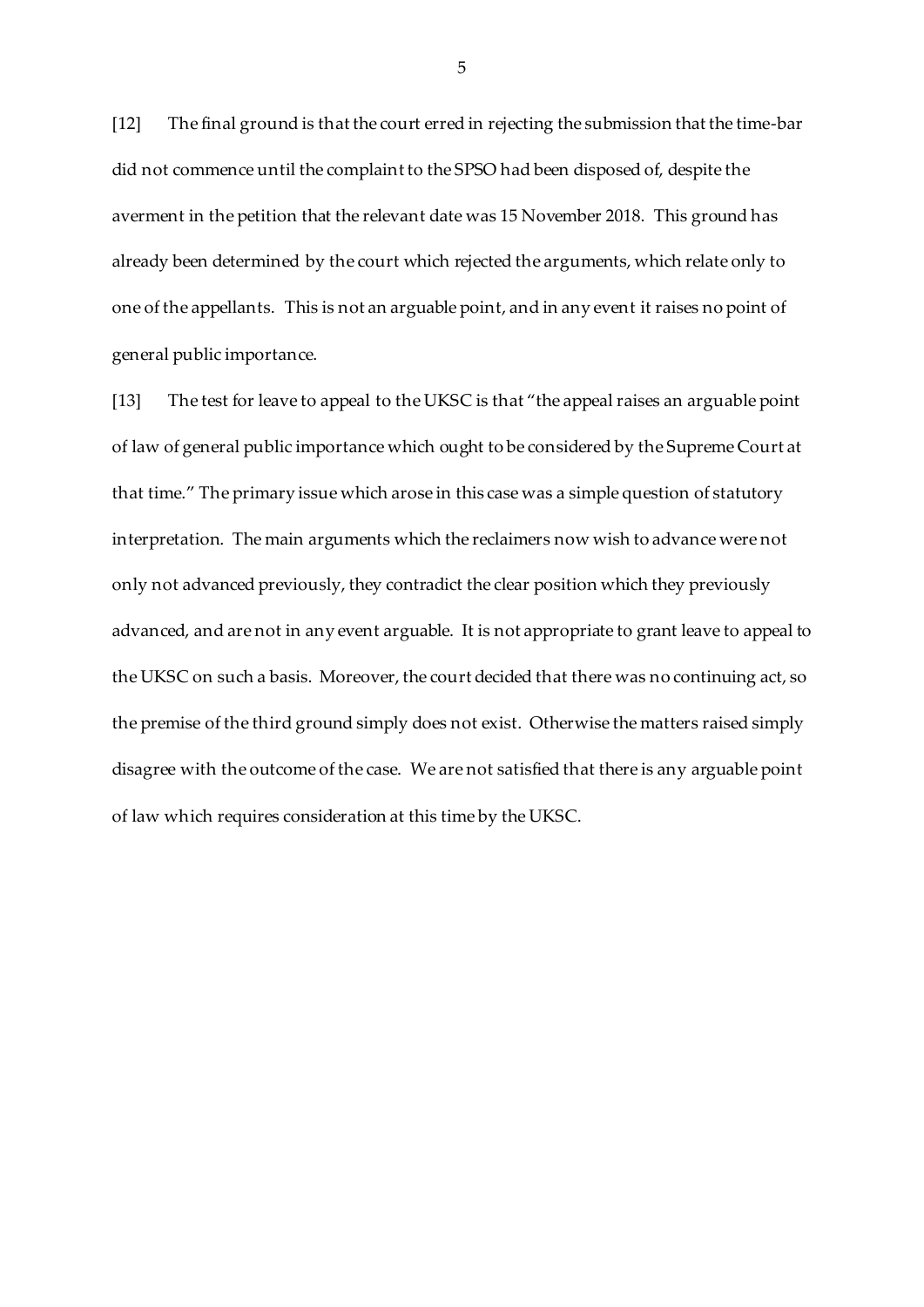[12] The final ground is that the court erred in rejecting the submission that the time-bar did not commence until the complaint to the SPSO had been disposed of, despite the averment in the petition that the relevant date was 15 November 2018. This ground has already been determined by the court which rejected the arguments, which relate only to one of the appellants. This is not an arguable point, and in any event it raises no point of general public importance.

[13] The test for leave to appeal to the UKSC is that "the appeal raises an arguable point of law of general public importance which ought to be considered by the Supreme Court at that time." The primary issue which arose in this case was a simple question of statutory interpretation. The main arguments which the reclaimers now wish to advance were not only not advanced previously, they contradict the clear position which they previously advanced, and are not in any event arguable. It is not appropriate to grant leave to appeal to the UKSC on such a basis. Moreover, the court decided that there was no continuing act, so the premise of the third ground simply does not exist. Otherwise the matters raised simply disagree with the outcome of the case. We are not satisfied that there is any arguable point of law which requires consideration at this time by the UKSC.